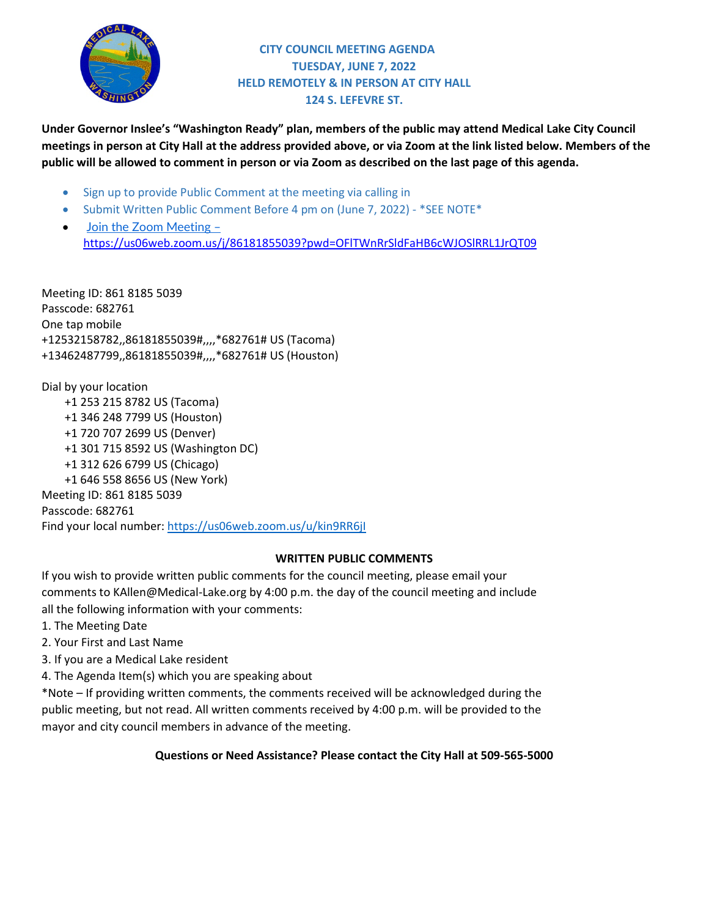# CITY COUNCIL MEETING AGENDA
## TUESDAY, JUNE 7, 2022
## HELD REMOTELY & IN PERSON AT CITY HALL
## 124 S. LEFEVRE ST.

**Under Governor Inslee's "Washington Ready" plan, members of the public may attend Medical Lake City Council meetings in person at City Hall at the address provided above, or via Zoom at the link listed below. Members of the public will be allowed to comment in person or via Zoom as described on the last page of this agenda.**

- Sign up to provide Public Comment at the meeting via calling in
- Submit Written Public Comment Before 4 pm on (June 7, 2022) - *SEE NOTE*
- Join the Zoom Meeting – https://us06web.zoom.us/j/86181855039?pwd=OFlTWnRrSldFaHB6cWJOSlRRL1JrQT09

Meeting ID: 861 8185 5039
Passcode: 682761
One tap mobile
+12532158782,,86181855039#,,,,*682761# US (Tacoma)
+13462487799,,86181855039#,,,,*682761# US (Houston)

Dial by your location
+1 253 215 8782 US (Tacoma)
+1 346 248 7799 US (Houston)
+1 720 707 2699 US (Denver)
+1 301 715 8592 US (Washington DC)
+1 312 626 6799 US (Chicago)
+1 646 558 8656 US (New York)
Meeting ID: 861 8185 5039
Passcode: 682761
Find your local number: https://us06web.zoom.us/u/kin9RR6jI

**WRITTEN PUBLIC COMMENTS**

If you wish to provide written public comments for the council meeting, please email your comments to KAllen@Medical-Lake.org by 4:00 p.m. the day of the council meeting and include all the following information with your comments:

1. The Meeting Date
2. Your First and Last Name
3. If you are a Medical Lake resident
4. The Agenda Item(s) which you are speaking about

*Note – If providing written comments, the comments received will be acknowledged during the public meeting, but not read. All written comments received by 4:00 p.m. will be provided to the mayor and city council members in advance of the meeting.

**Questions or Need Assistance? Please contact the City Hall at 509-565-5000**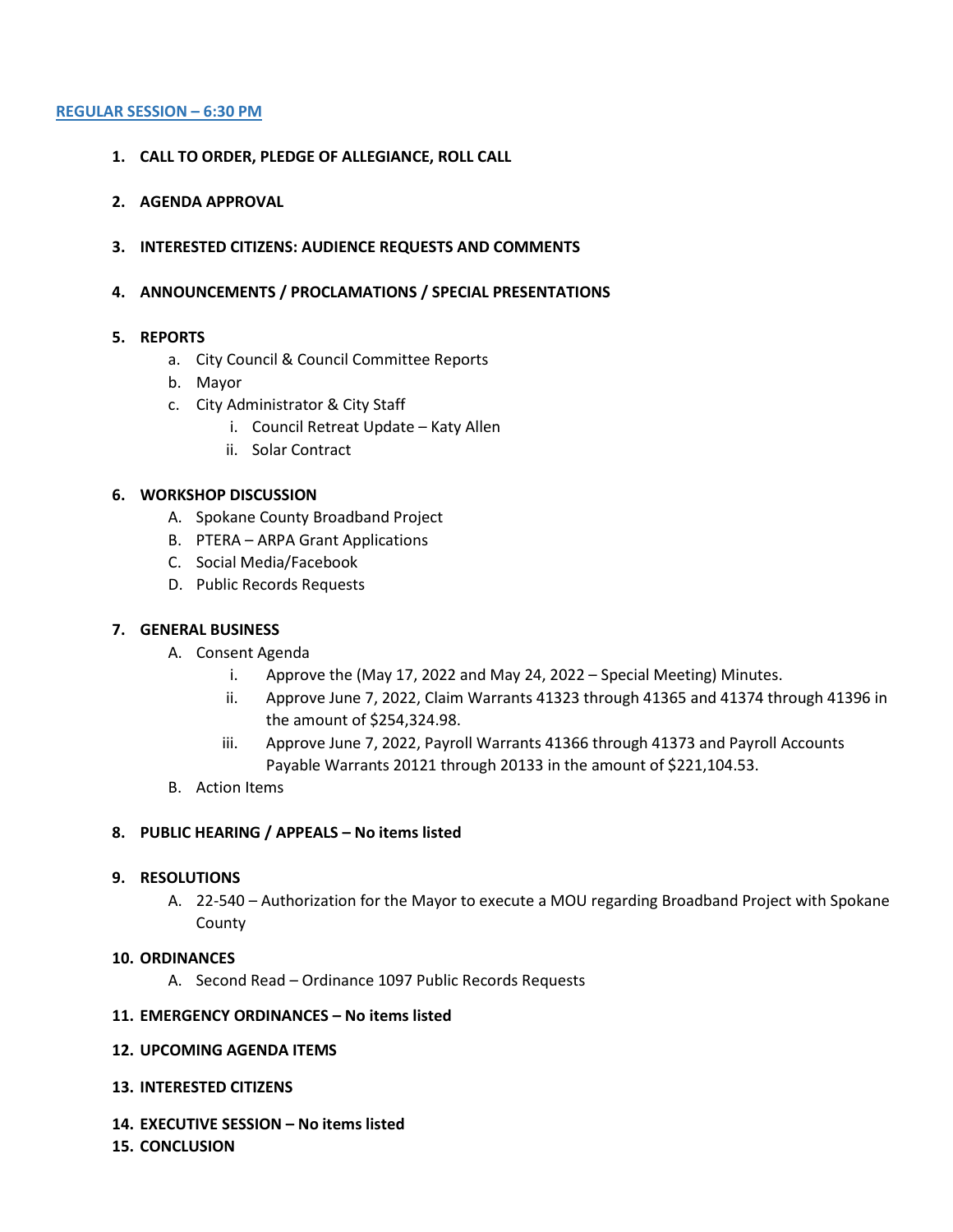## REGULAR SESSION – 6:30 PM

1. **CALL TO ORDER, PLEDGE OF ALLEGIANCE, ROLL CALL**

2. **AGENDA APPROVAL**

3. **INTERESTED CITIZENS: AUDIENCE REQUESTS AND COMMENTS**

4. **ANNOUNCEMENTS / PROCLAMATIONS / SPECIAL PRESENTATIONS**

5. **REPORTS**
   a. City Council & Council Committee Reports
   b. Mayor
   c. City Administrator & City Staff
      i. Council Retreat Update – Katy Allen
      ii. Solar Contract

6. **WORKSHOP DISCUSSION**
   A. Spokane County Broadband Project
   B. PTERA – ARPA Grant Applications
   C. Social Media/Facebook
   D. Public Records Requests

7. **GENERAL BUSINESS**
   A. Consent Agenda
      i. Approve the (May 17, 2022 and May 24, 2022 – Special Meeting) Minutes.
      ii. Approve June 7, 2022, Claim Warrants 41323 through 41365 and 41374 through 41396 in the amount of $254,324.98.
      iii. Approve June 7, 2022, Payroll Warrants 41366 through 41373 and Payroll Accounts Payable Warrants 20121 through 20133 in the amount of $221,104.53.
   B. Action Items

8. **PUBLIC HEARING / APPEALS – No items listed**

9. **RESOLUTIONS**
   A. 22-540 – Authorization for the Mayor to execute a MOU regarding Broadband Project with Spokane County

10. **ORDINANCES**
    A. Second Read – Ordinance 1097 Public Records Requests

11. **EMERGENCY ORDINANCES – No items listed**

12. **UPCOMING AGENDA ITEMS**

13. **INTERESTED CITIZENS**

14. **EXECUTIVE SESSION – No items listed**

15. **CONCLUSION**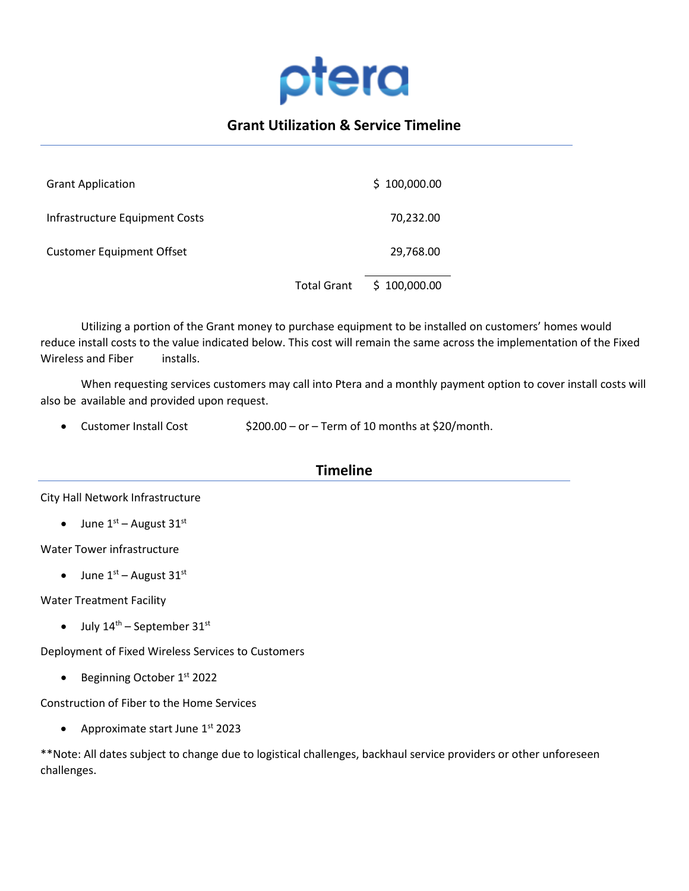# ptera

## Grant Utilization & Service Timeline

| | |
|---|---|
| Grant Application | $ 100,000.00 |
| Infrastructure Equipment Costs | 70,232.00 |
| Customer Equipment Offset | 29,768.00 |
| Total Grant | $ 100,000.00 |

Utilizing a portion of the Grant money to purchase equipment to be installed on customers' homes would reduce install costs to the value indicated below. This cost will remain the same across the implementation of the Fixed Wireless and Fiber installs.

When requesting services customers may call into Ptera and a monthly payment option to cover install costs will also be available and provided upon request.

- Customer Install Cost $200.00 – or – Term of 10 months at $20/month.

## Timeline

City Hall Network Infrastructure

- June 1st – August 31st

Water Tower infrastructure

- June 1st – August 31st

Water Treatment Facility

- July 14th – September 31st

Deployment of Fixed Wireless Services to Customers

- Beginning October 1st 2022

Construction of Fiber to the Home Services

- Approximate start June 1st 2023

**Note: All dates subject to change due to logistical challenges, backhaul service providers or other unforeseen challenges.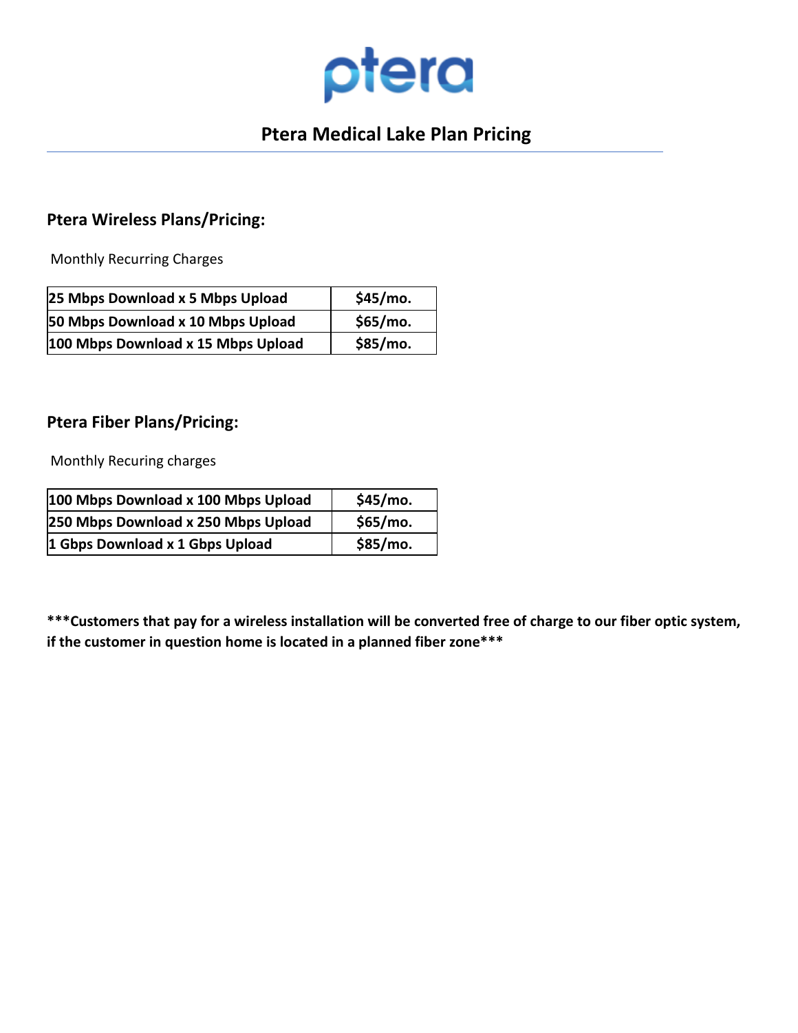ptera

# Ptera Medical Lake Plan Pricing

## Ptera Wireless Plans/Pricing:

Monthly Recurring Charges

| 25 Mbps Download x 5 Mbps Upload | $45/mo. |
|---|---|
| 50 Mbps Download x 10 Mbps Upload | $65/mo. |
| 100 Mbps Download x 15 Mbps Upload | $85/mo. |

## Ptera Fiber Plans/Pricing:

Monthly Recuring charges

| 100 Mbps Download x 100 Mbps Upload | $45/mo. |
|---|---|
| 250 Mbps Download x 250 Mbps Upload | $65/mo. |
| 1 Gbps Download x 1 Gbps Upload | $85/mo. |

**\*\*\*Customers that pay for a wireless installation will be converted free of charge to our fiber optic system, if the customer in question home is located in a planned fiber zone\*\*\***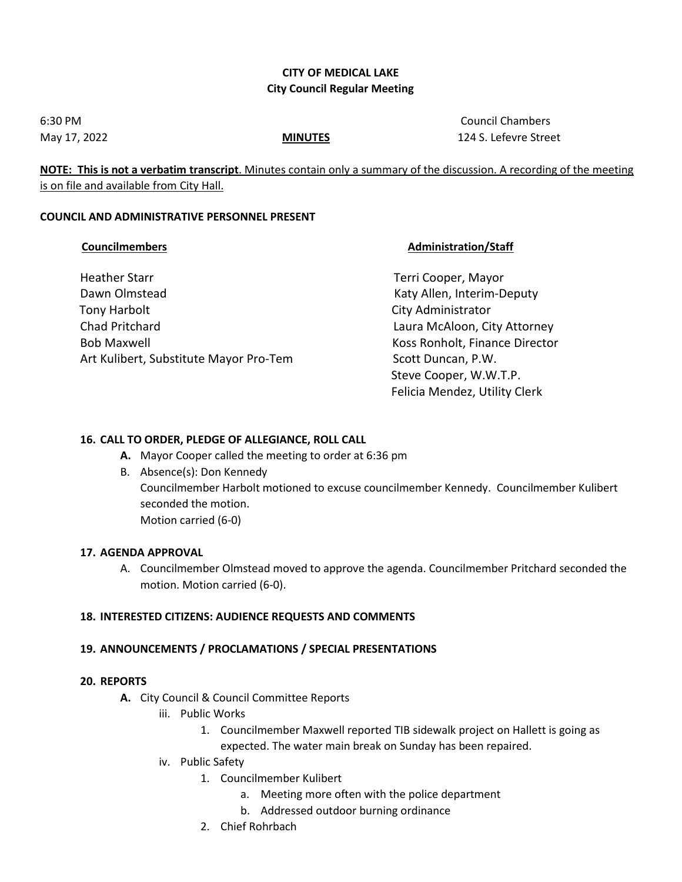**CITY OF MEDICAL LAKE**
**City Council Regular Meeting**

6:30 PM
May 17, 2022

**MINUTES**

Council Chambers
124 S. Lefevre Street

**NOTE: This is not a verbatim transcript**. Minutes contain only a summary of the discussion. A recording of the meeting is on file and available from City Hall.

**COUNCIL AND ADMINISTRATIVE PERSONNEL PRESENT**

| Councilmembers | Administration/Staff |
|---|---|
| Heather Starr | Terri Cooper, Mayor |
| Dawn Olmstead | Katy Allen, Interim-Deputy City Administrator |
| Tony Harbolt | Laura McAloon, City Attorney |
| Chad Pritchard | Koss Ronholt, Finance Director |
| Bob Maxwell | Scott Duncan, P.W. |
| Art Kulibert, Substitute Mayor Pro-Tem | Steve Cooper, W.W.T.P. |
| | Felicia Mendez, Utility Clerk |

**16. CALL TO ORDER, PLEDGE OF ALLEGIANCE, ROLL CALL**

- **A.** Mayor Cooper called the meeting to order at 6:36 pm
- B. Absence(s): Don Kennedy
  Councilmember Harbolt motioned to excuse councilmember Kennedy. Councilmember Kulibert seconded the motion.
  Motion carried (6-0)

**17. AGENDA APPROVAL**

- A. Councilmember Olmstead moved to approve the agenda. Councilmember Pritchard seconded the motion. Motion carried (6-0).

**18. INTERESTED CITIZENS: AUDIENCE REQUESTS AND COMMENTS**

**19. ANNOUNCEMENTS / PROCLAMATIONS / SPECIAL PRESENTATIONS**

**20. REPORTS**

- **A.** City Council & Council Committee Reports
  - iii. Public Works
    1. Councilmember Maxwell reported TIB sidewalk project on Hallett is going as expected. The water main break on Sunday has been repaired.
  - iv. Public Safety
    1. Councilmember Kulibert
       - a. Meeting more often with the police department
       - b. Addressed outdoor burning ordinance
    2. Chief Rohrbach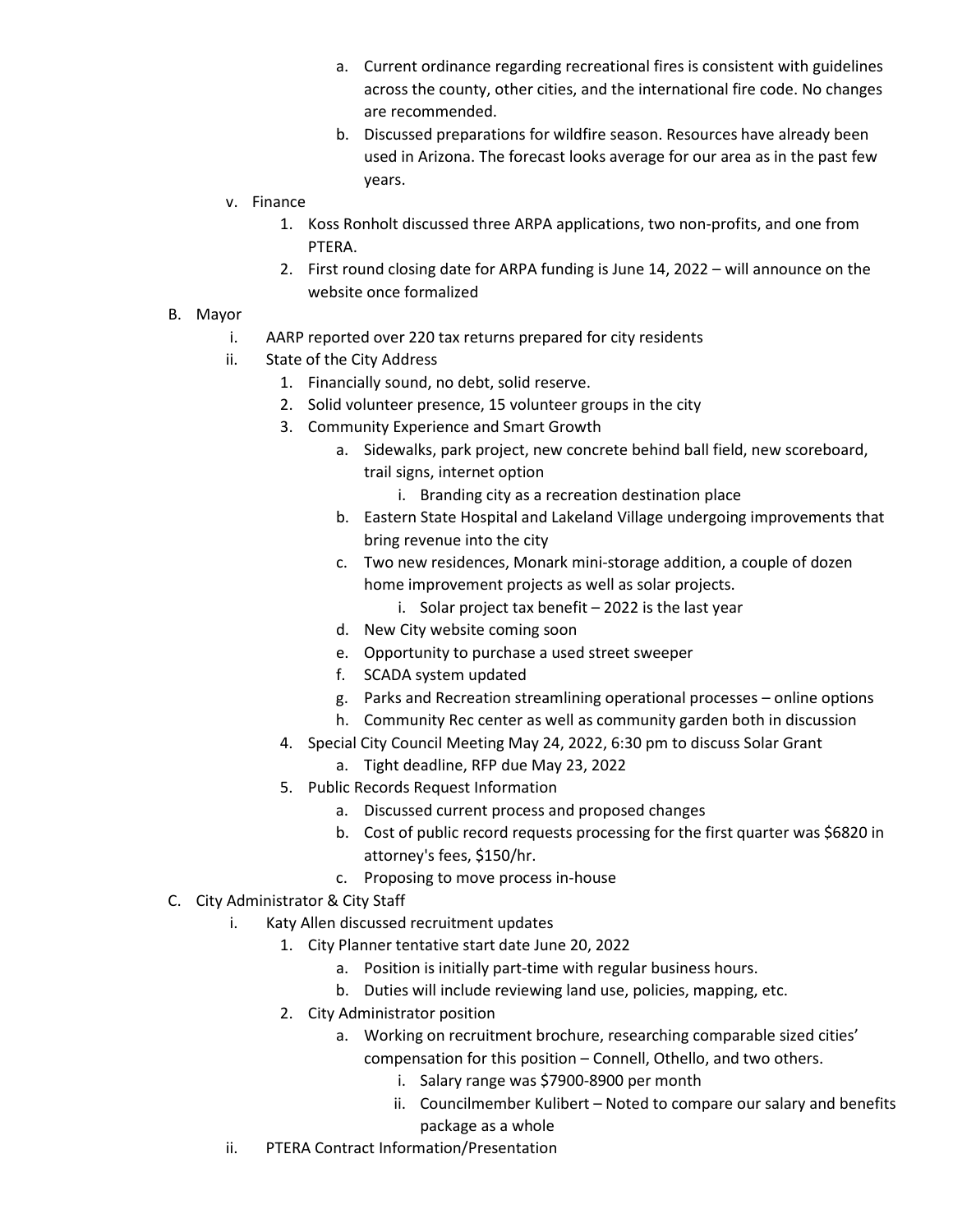a. Current ordinance regarding recreational fires is consistent with guidelines across the county, other cities, and the international fire code. No changes are recommended.
   b. Discussed preparations for wildfire season. Resources have already been used in Arizona. The forecast looks average for our area as in the past few years.

v. Finance
   1. Koss Ronholt discussed three ARPA applications, two non-profits, and one from PTERA.
   2. First round closing date for ARPA funding is June 14, 2022 – will announce on the website once formalized

B. Mayor
   i. AARP reported over 220 tax returns prepared for city residents
   ii. State of the City Address
      1. Financially sound, no debt, solid reserve.
      2. Solid volunteer presence, 15 volunteer groups in the city
      3. Community Experience and Smart Growth
         a. Sidewalks, park project, new concrete behind ball field, new scoreboard, trail signs, internet option
            i. Branding city as a recreation destination place
         b. Eastern State Hospital and Lakeland Village undergoing improvements that bring revenue into the city
         c. Two new residences, Monark mini-storage addition, a couple of dozen home improvement projects as well as solar projects.
            i. Solar project tax benefit – 2022 is the last year
         d. New City website coming soon
         e. Opportunity to purchase a used street sweeper
         f. SCADA system updated
         g. Parks and Recreation streamlining operational processes – online options
         h. Community Rec center as well as community garden both in discussion
      4. Special City Council Meeting May 24, 2022, 6:30 pm to discuss Solar Grant
         a. Tight deadline, RFP due May 23, 2022
      5. Public Records Request Information
         a. Discussed current process and proposed changes
         b. Cost of public record requests processing for the first quarter was $6820 in attorney's fees, $150/hr.
         c. Proposing to move process in-house

C. City Administrator & City Staff
   i. Katy Allen discussed recruitment updates
      1. City Planner tentative start date June 20, 2022
         a. Position is initially part-time with regular business hours.
         b. Duties will include reviewing land use, policies, mapping, etc.
      2. City Administrator position
         a. Working on recruitment brochure, researching comparable sized cities' compensation for this position – Connell, Othello, and two others.
            i. Salary range was $7900-8900 per month
            ii. Councilmember Kulibert – Noted to compare our salary and benefits package as a whole
   ii. PTERA Contract Information/Presentation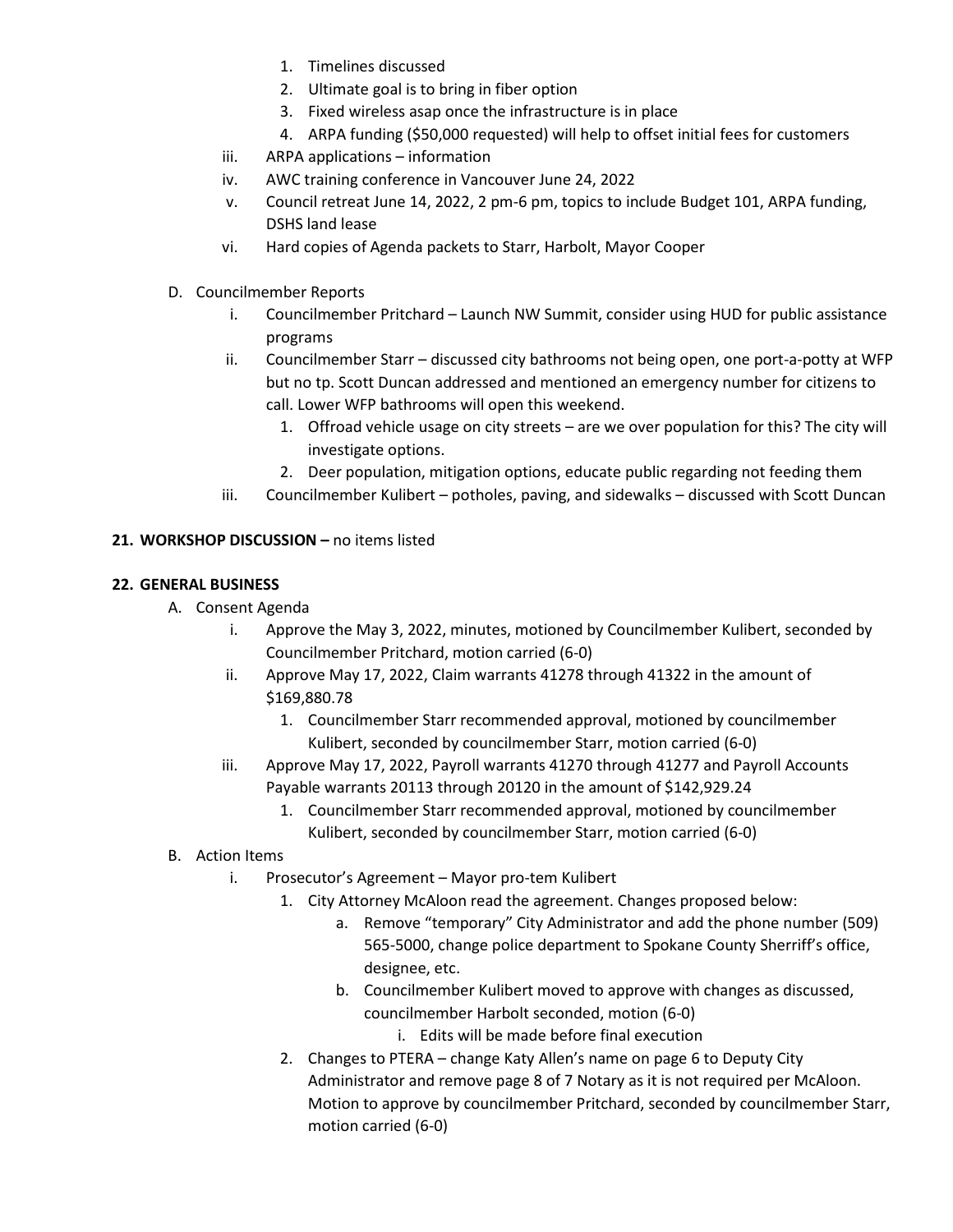1. Timelines discussed
2. Ultimate goal is to bring in fiber option
3. Fixed wireless asap once the infrastructure is in place
4. ARPA funding ($50,000 requested) will help to offset initial fees for customers

iii. ARPA applications – information

iv. AWC training conference in Vancouver June 24, 2022

v. Council retreat June 14, 2022, 2 pm-6 pm, topics to include Budget 101, ARPA funding, DSHS land lease

vi. Hard copies of Agenda packets to Starr, Harbolt, Mayor Cooper

D. Councilmember Reports

i. Councilmember Pritchard – Launch NW Summit, consider using HUD for public assistance programs

ii. Councilmember Starr – discussed city bathrooms not being open, one port-a-potty at WFP but no tp. Scott Duncan addressed and mentioned an emergency number for citizens to call. Lower WFP bathrooms will open this weekend.

1. Offroad vehicle usage on city streets – are we over population for this? The city will investigate options.
2. Deer population, mitigation options, educate public regarding not feeding them

iii. Councilmember Kulibert – potholes, paving, and sidewalks – discussed with Scott Duncan

**21. WORKSHOP DISCUSSION –** no items listed

**22. GENERAL BUSINESS**

A. Consent Agenda

i. Approve the May 3, 2022, minutes, motioned by Councilmember Kulibert, seconded by Councilmember Pritchard, motion carried (6-0)

ii. Approve May 17, 2022, Claim warrants 41278 through 41322 in the amount of $169,880.78

1. Councilmember Starr recommended approval, motioned by councilmember Kulibert, seconded by councilmember Starr, motion carried (6-0)

iii. Approve May 17, 2022, Payroll warrants 41270 through 41277 and Payroll Accounts Payable warrants 20113 through 20120 in the amount of $142,929.24

1. Councilmember Starr recommended approval, motioned by councilmember Kulibert, seconded by councilmember Starr, motion carried (6-0)

B. Action Items

i. Prosecutor's Agreement – Mayor pro-tem Kulibert

1. City Attorney McAloon read the agreement. Changes proposed below:
   a. Remove "temporary" City Administrator and add the phone number (509) 565-5000, change police department to Spokane County Sherriff's office, designee, etc.
   b. Councilmember Kulibert moved to approve with changes as discussed, councilmember Harbolt seconded, motion (6-0)
      i. Edits will be made before final execution
2. Changes to PTERA – change Katy Allen's name on page 6 to Deputy City Administrator and remove page 8 of 7 Notary as it is not required per McAloon. Motion to approve by councilmember Pritchard, seconded by councilmember Starr, motion carried (6-0)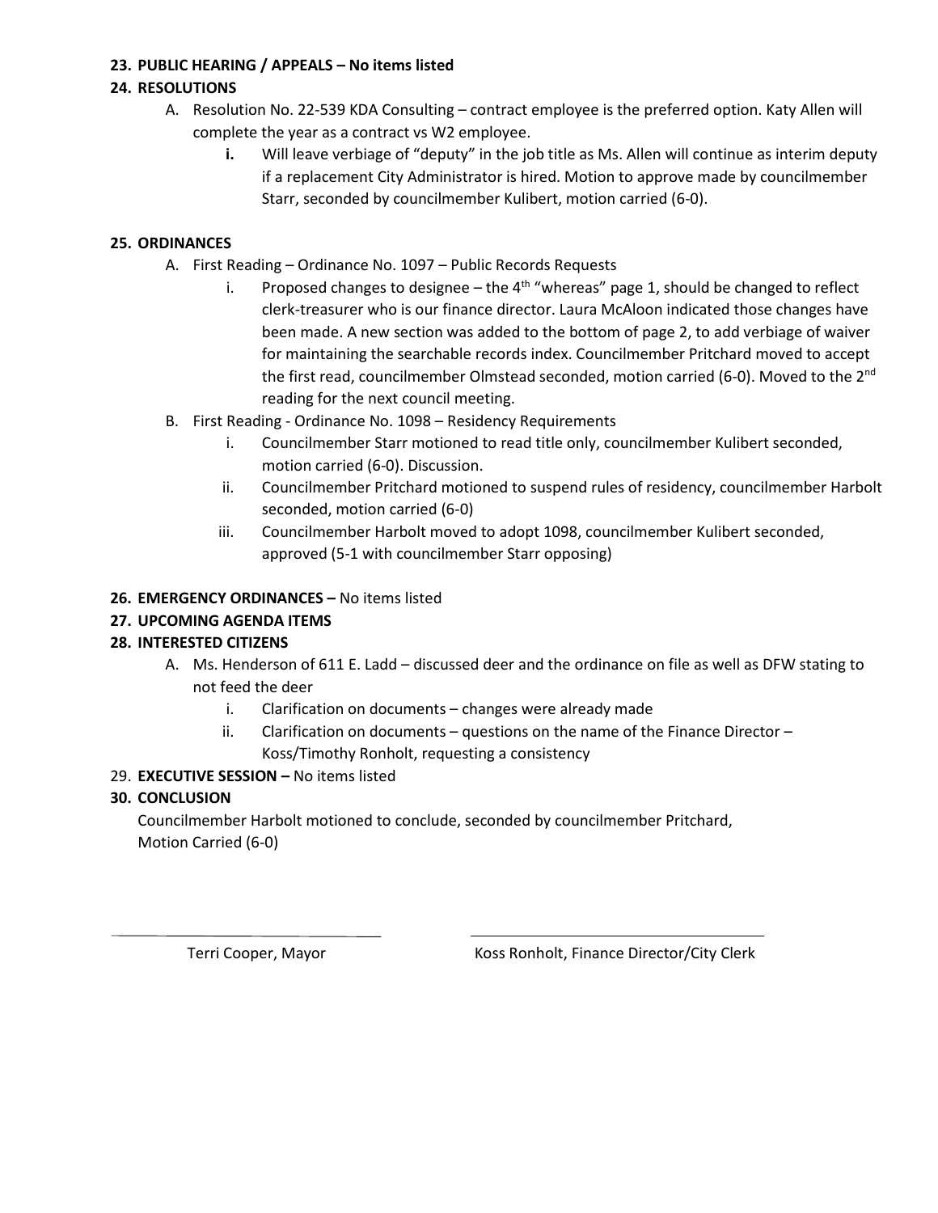**23. PUBLIC HEARING / APPEALS – No items listed**

**24. RESOLUTIONS**

A. Resolution No. 22-539 KDA Consulting – contract employee is the preferred option. Katy Allen will complete the year as a contract vs W2 employee.

   **i.** Will leave verbiage of "deputy" in the job title as Ms. Allen will continue as interim deputy if a replacement City Administrator is hired. Motion to approve made by councilmember Starr, seconded by councilmember Kulibert, motion carried (6-0).

**25. ORDINANCES**

A. First Reading – Ordinance No. 1097 – Public Records Requests

   i. Proposed changes to designee – the 4th "whereas" page 1, should be changed to reflect clerk-treasurer who is our finance director. Laura McAloon indicated those changes have been made. A new section was added to the bottom of page 2, to add verbiage of waiver for maintaining the searchable records index. Councilmember Pritchard moved to accept the first read, councilmember Olmstead seconded, motion carried (6-0). Moved to the 2nd reading for the next council meeting.

B. First Reading - Ordinance No. 1098 – Residency Requirements

   i. Councilmember Starr motioned to read title only, councilmember Kulibert seconded, motion carried (6-0). Discussion.

   ii. Councilmember Pritchard motioned to suspend rules of residency, councilmember Harbolt seconded, motion carried (6-0)

   iii. Councilmember Harbolt moved to adopt 1098, councilmember Kulibert seconded, approved (5-1 with councilmember Starr opposing)

**26. EMERGENCY ORDINANCES –** No items listed

**27. UPCOMING AGENDA ITEMS**

**28. INTERESTED CITIZENS**

A. Ms. Henderson of 611 E. Ladd – discussed deer and the ordinance on file as well as DFW stating to not feed the deer

   i. Clarification on documents – changes were already made

   ii. Clarification on documents – questions on the name of the Finance Director – Koss/Timothy Ronholt, requesting a consistency

29. **EXECUTIVE SESSION –** No items listed

**30. CONCLUSION**

Councilmember Harbolt motioned to conclude, seconded by councilmember Pritchard, Motion Carried (6-0)

Terri Cooper, Mayor

Koss Ronholt, Finance Director/City Clerk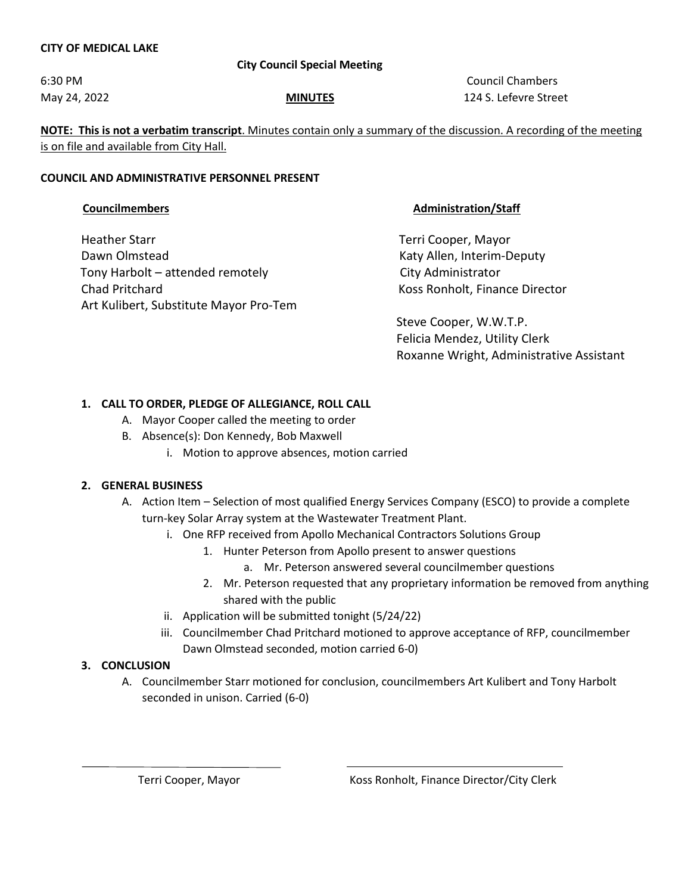**CITY OF MEDICAL LAKE**

**City Council Special Meeting**

6:30 PM
May 24, 2022

**MINUTES**

Council Chambers
124 S. Lefevre Street

**NOTE: This is not a verbatim transcript**. Minutes contain only a summary of the discussion. A recording of the meeting is on file and available from City Hall.

**COUNCIL AND ADMINISTRATIVE PERSONNEL PRESENT**

| **Councilmembers** | **Administration/Staff** |
|---|---|
| Heather Starr | Terri Cooper, Mayor |
| Dawn Olmstead | Katy Allen, Interim-Deputy City Administrator |
| Tony Harbolt – attended remotely | Koss Ronholt, Finance Director |
| Chad Pritchard | Steve Cooper, W.W.T.P. |
| Art Kulibert, Substitute Mayor Pro-Tem | Felicia Mendez, Utility Clerk |
| | Roxanne Wright, Administrative Assistant |

1. **CALL TO ORDER, PLEDGE OF ALLEGIANCE, ROLL CALL**
   A. Mayor Cooper called the meeting to order
   B. Absence(s): Don Kennedy, Bob Maxwell
      i. Motion to approve absences, motion carried

2. **GENERAL BUSINESS**
   A. Action Item – Selection of most qualified Energy Services Company (ESCO) to provide a complete turn-key Solar Array system at the Wastewater Treatment Plant.
      i. One RFP received from Apollo Mechanical Contractors Solutions Group
         1. Hunter Peterson from Apollo present to answer questions
            a. Mr. Peterson answered several councilmember questions
         2. Mr. Peterson requested that any proprietary information be removed from anything shared with the public
      ii. Application will be submitted tonight (5/24/22)
      iii. Councilmember Chad Pritchard motioned to approve acceptance of RFP, councilmember Dawn Olmstead seconded, motion carried 6-0)

3. **CONCLUSION**
   A. Councilmember Starr motioned for conclusion, councilmembers Art Kulibert and Tony Harbolt seconded in unison. Carried (6-0)

Terri Cooper, Mayor

Koss Ronholt, Finance Director/City Clerk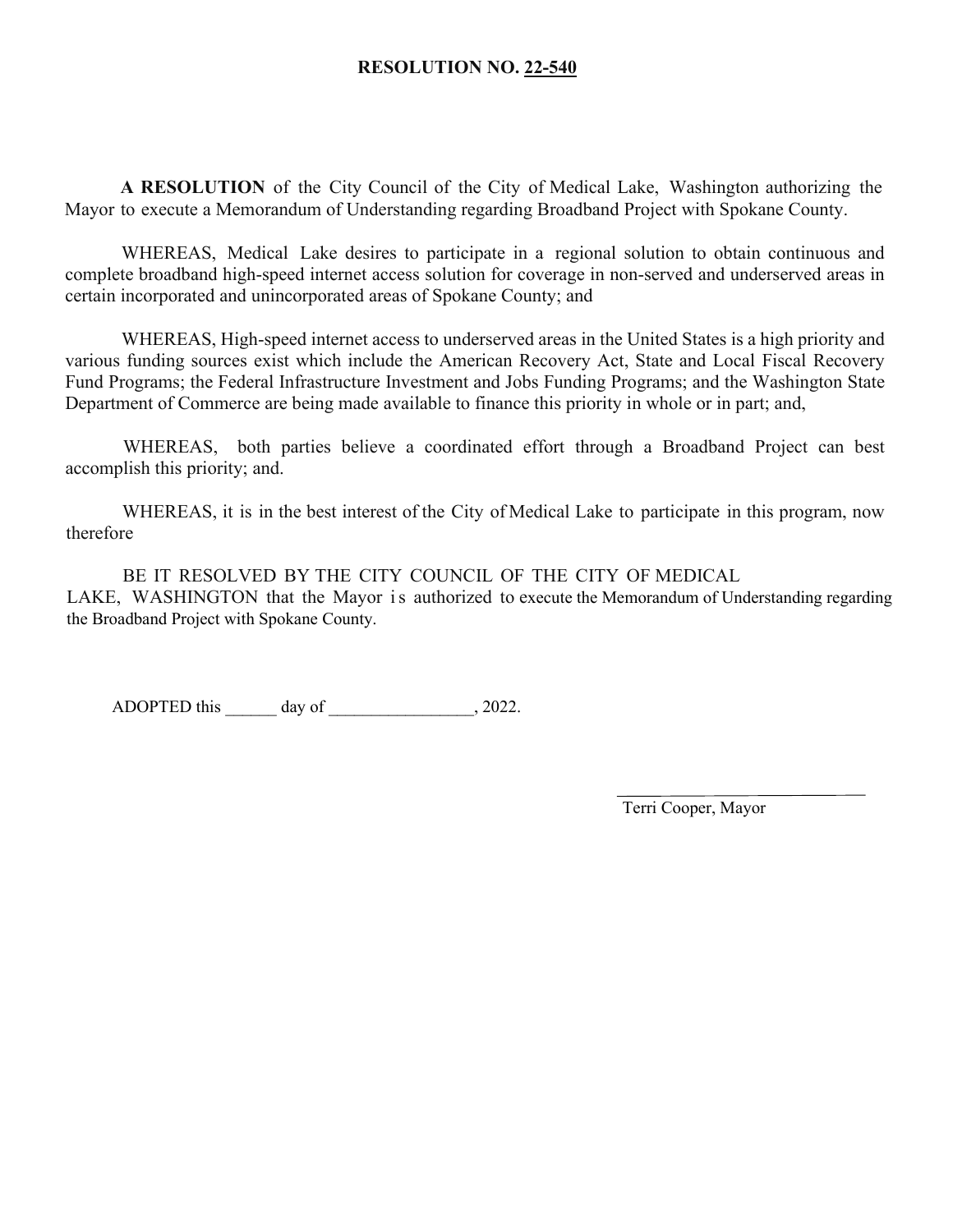# RESOLUTION NO. 22-540

**A RESOLUTION** of the City Council of the City of Medical Lake, Washington authorizing the Mayor to execute a Memorandum of Understanding regarding Broadband Project with Spokane County.

WHEREAS, Medical Lake desires to participate in a regional solution to obtain continuous and complete broadband high-speed internet access solution for coverage in non-served and underserved areas in certain incorporated and unincorporated areas of Spokane County; and

WHEREAS, High-speed internet access to underserved areas in the United States is a high priority and various funding sources exist which include the American Recovery Act, State and Local Fiscal Recovery Fund Programs; the Federal Infrastructure Investment and Jobs Funding Programs; and the Washington State Department of Commerce are being made available to finance this priority in whole or in part; and,

WHEREAS, both parties believe a coordinated effort through a Broadband Project can best accomplish this priority; and.

WHEREAS, it is in the best interest of the City of Medical Lake to participate in this program, now therefore

BE IT RESOLVED BY THE CITY COUNCIL OF THE CITY OF MEDICAL LAKE, WASHINGTON that the Mayor is authorized to execute the Memorandum of Understanding regarding the Broadband Project with Spokane County.

ADOPTED this ______ day of _________________, 2022.

______________________________

Terri Cooper, Mayor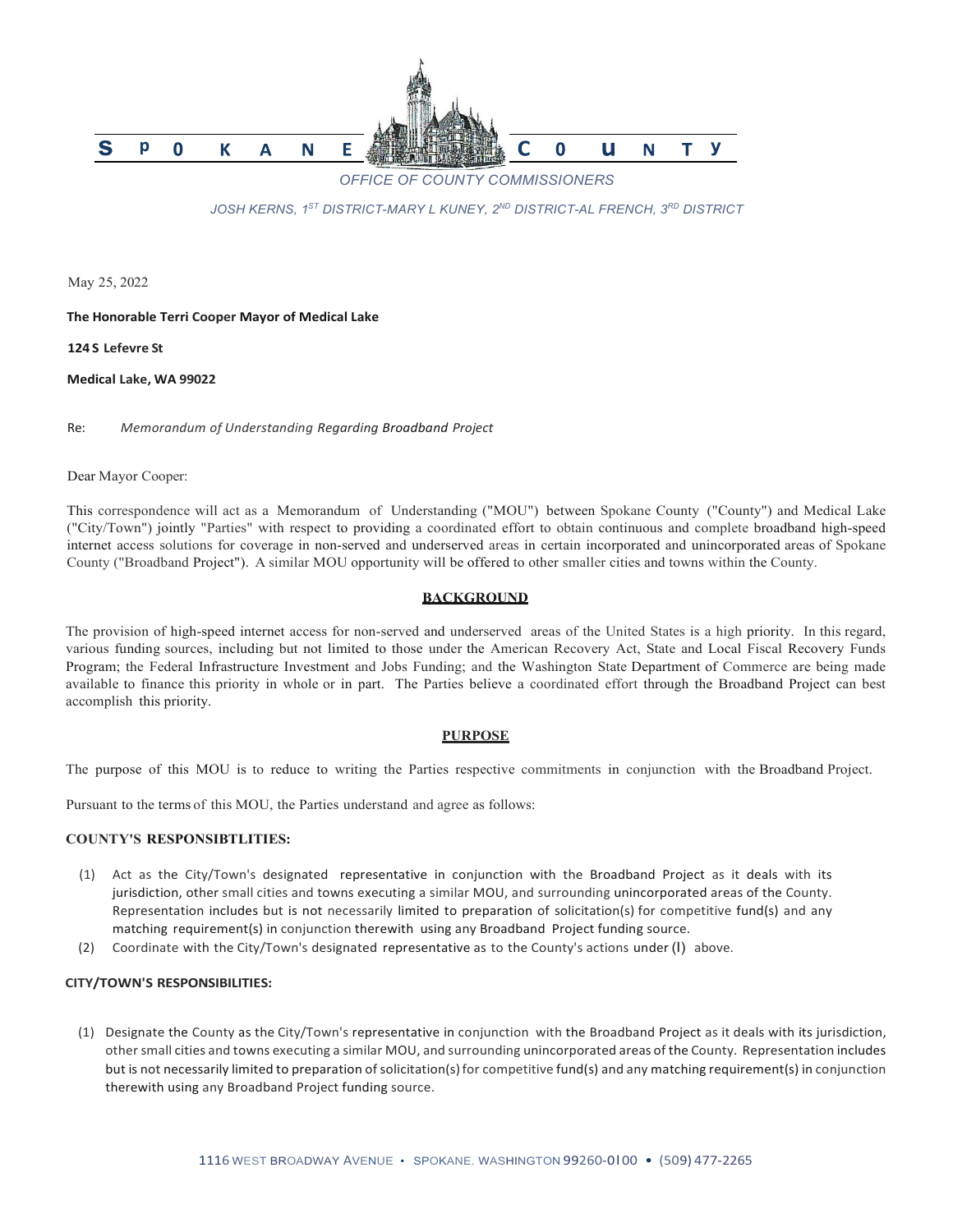SPOKANE COUNTY

OFFICE OF COUNTY COMMISSIONERS

JOSH KERNS, 1ST DISTRICT-MARY L KUNEY, 2ND DISTRICT-AL FRENCH, 3RD DISTRICT

May 25, 2022

**The Honorable Terri Cooper Mayor of Medical Lake**

**124 S Lefevre St**

**Medical Lake, WA 99022**

Re: *Memorandum of Understanding Regarding Broadband Project*

Dear Mayor Cooper:

This correspondence will act as a Memorandum of Understanding ("MOU") between Spokane County ("County") and Medical Lake ("City/Town") jointly "Parties" with respect to providing a coordinated effort to obtain continuous and complete broadband high-speed internet access solutions for coverage in non-served and underserved areas in certain incorporated and unincorporated areas of Spokane County ("Broadband Project"). A similar MOU opportunity will be offered to other smaller cities and towns within the County.

**BACKGROUND**

The provision of high-speed internet access for non-served and underserved areas of the United States is a high priority. In this regard, various funding sources, including but not limited to those under the American Recovery Act, State and Local Fiscal Recovery Funds Program; the Federal Infrastructure Investment and Jobs Funding; and the Washington State Department of Commerce are being made available to finance this priority in whole or in part. The Parties believe a coordinated effort through the Broadband Project can best accomplish this priority.

**PURPOSE**

The purpose of this MOU is to reduce to writing the Parties respective commitments in conjunction with the Broadband Project.

Pursuant to the terms of this MOU, the Parties understand and agree as follows:

**COUNTY'S RESPONSIBTLITIES:**

(1) Act as the City/Town's designated representative in conjunction with the Broadband Project as it deals with its jurisdiction, other small cities and towns executing a similar MOU, and surrounding unincorporated areas of the County. Representation includes but is not necessarily limited to preparation of solicitation(s) for competitive fund(s) and any matching requirement(s) in conjunction therewith using any Broadband Project funding source.

(2) Coordinate with the City/Town's designated representative as to the County's actions under (l) above.

**CITY/TOWN'S RESPONSIBILITIES:**

(1) Designate the County as the City/Town's representative in conjunction with the Broadband Project as it deals with its jurisdiction, other small cities and towns executing a similar MOU, and surrounding unincorporated areas of the County. Representation includes but is not necessarily limited to preparation of solicitation(s) for competitive fund(s) and any matching requirement(s) in conjunction therewith using any Broadband Project funding source.

1116 WEST BROADWAY AVENUE • SPOKANE. WASHINGTON 99260-0100 • (509) 477-2265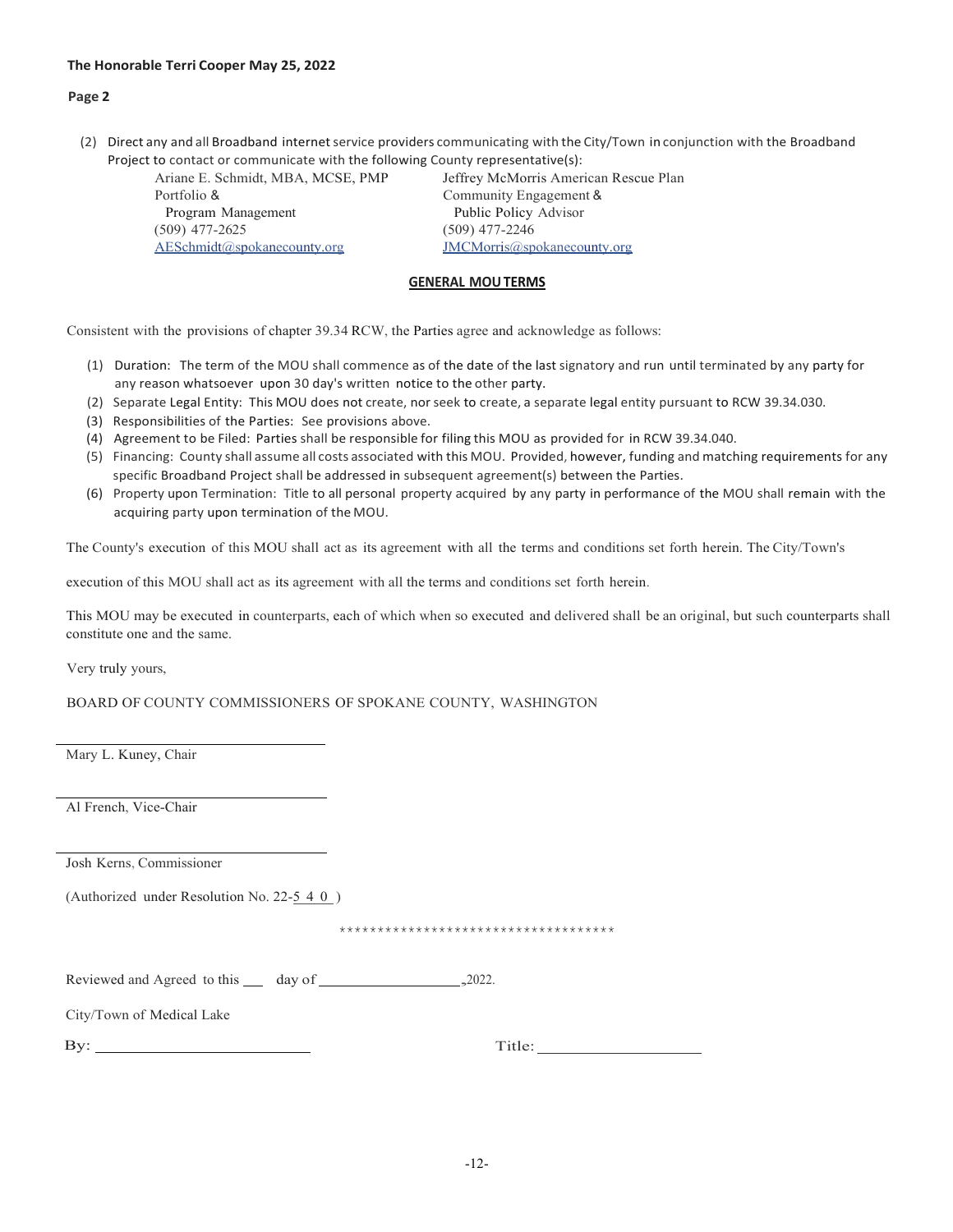(2) Direct any and all Broadband internet service providers communicating with the City/Town in conjunction with the Broadband Project to contact or communicate with the following County representative(s):

| | |
|---|---|
| Ariane E. Schmidt, MBA, MCSE, PMP | Jeffrey McMorris American Rescue Plan |
| Portfolio & | Community Engagement & |
| Program Management | Public Policy Advisor |
| (509) 477-2625 | (509) 477-2246 |
| AESchmidt@spokanecounty.org | JMCMorris@spokanecounty.org |

**GENERAL MOU TERMS**

Consistent with the provisions of chapter 39.34 RCW, the Parties agree and acknowledge as follows:

(1) Duration: The term of the MOU shall commence as of the date of the last signatory and run until terminated by any party for any reason whatsoever upon 30 day's written notice to the other party.
(2) Separate Legal Entity: This MOU does not create, nor seek to create, a separate legal entity pursuant to RCW 39.34.030.
(3) Responsibilities of the Parties: See provisions above.
(4) Agreement to be Filed: Parties shall be responsible for filing this MOU as provided for in RCW 39.34.040.
(5) Financing: County shall assume all costs associated with this MOU. Provided, however, funding and matching requirements for any specific Broadband Project shall be addressed in subsequent agreement(s) between the Parties.
(6) Property upon Termination: Title to all personal property acquired by any party in performance of the MOU shall remain with the acquiring party upon termination of the MOU.

The County's execution of this MOU shall act as its agreement with all the terms and conditions set forth herein. The City/Town's execution of this MOU shall act as its agreement with all the terms and conditions set forth herein.

This MOU may be executed in counterparts, each of which when so executed and delivered shall be an original, but such counterparts shall constitute one and the same.

Very truly yours,

BOARD OF COUNTY COMMISSIONERS OF SPOKANE COUNTY, WASHINGTON

\_\_\_\_\_\_\_\_\_\_\_\_\_\_\_\_\_\_\_\_\_\_\_\_\_\_\_\_\_\_
Mary L. Kuney, Chair

\_\_\_\_\_\_\_\_\_\_\_\_\_\_\_\_\_\_\_\_\_\_\_\_\_\_\_\_\_\_
Al French, Vice-Chair

\_\_\_\_\_\_\_\_\_\_\_\_\_\_\_\_\_\_\_\_\_\_\_\_\_\_\_\_\_\_
Josh Kerns, Commissioner

(Authorized under Resolution No. 22-540)

\*\*\*\*\*\*\*\*\*\*\*\*\*\*\*\*\*\*\*\*\*\*\*\*\*\*\*\*\*\*\*\*\*\*\*\*\*

Reviewed and Agreed to this \_\_\_ day of \_\_\_\_\_\_\_\_\_\_\_\_\_\_\_\_\_\_, 2022.

City/Town of Medical Lake

By: \_\_\_\_\_\_\_\_\_\_\_\_\_\_\_\_\_\_\_\_\_\_\_\_\_ Title: \_\_\_\_\_\_\_\_\_\_\_\_\_\_\_\_\_\_\_\_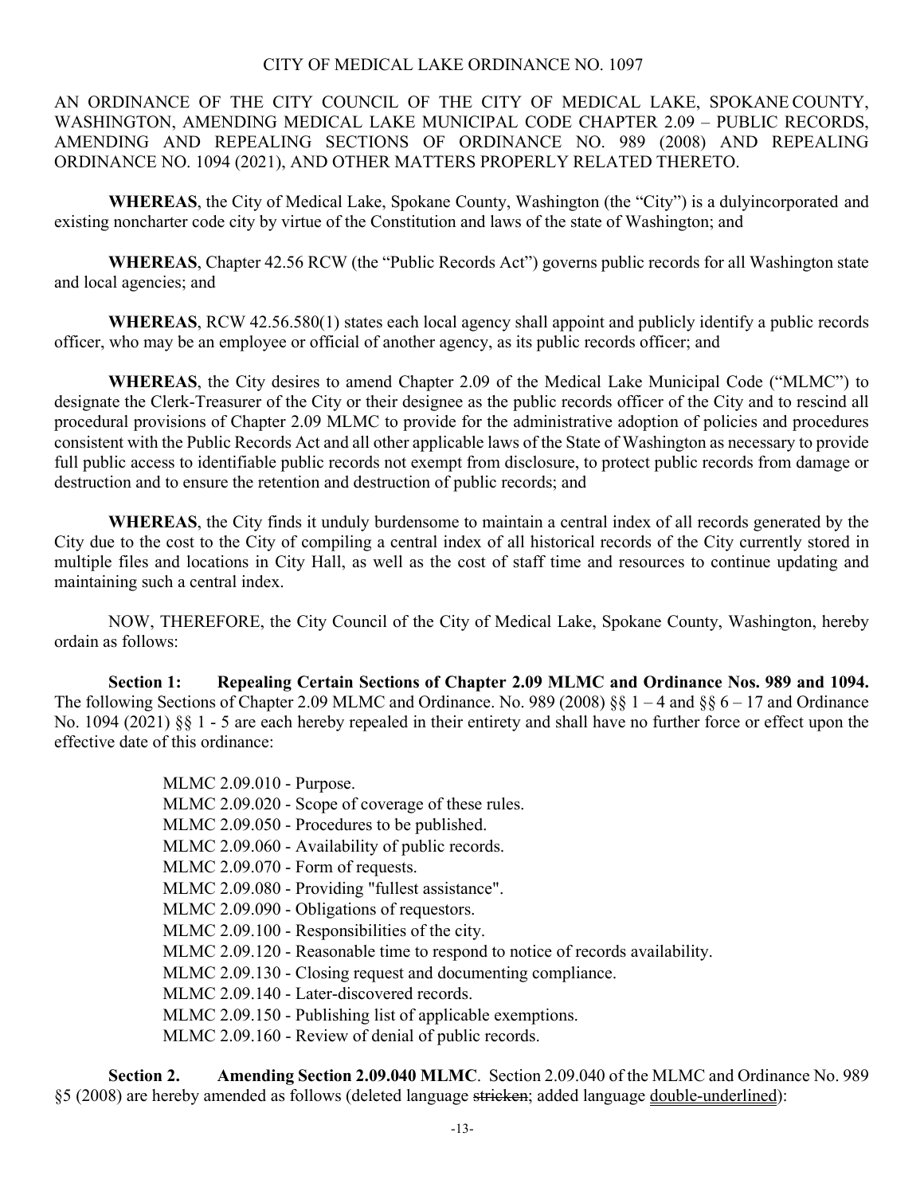CITY OF MEDICAL LAKE ORDINANCE NO. 1097

AN ORDINANCE OF THE CITY COUNCIL OF THE CITY OF MEDICAL LAKE, SPOKANE COUNTY, WASHINGTON, AMENDING MEDICAL LAKE MUNICIPAL CODE CHAPTER 2.09 – PUBLIC RECORDS, AMENDING AND REPEALING SECTIONS OF ORDINANCE NO. 989 (2008) AND REPEALING ORDINANCE NO. 1094 (2021), AND OTHER MATTERS PROPERLY RELATED THERETO.

**WHEREAS**, the City of Medical Lake, Spokane County, Washington (the "City") is a dulyincorporated and existing noncharter code city by virtue of the Constitution and laws of the state of Washington; and

**WHEREAS**, Chapter 42.56 RCW (the "Public Records Act") governs public records for all Washington state and local agencies; and

**WHEREAS**, RCW 42.56.580(1) states each local agency shall appoint and publicly identify a public records officer, who may be an employee or official of another agency, as its public records officer; and

**WHEREAS**, the City desires to amend Chapter 2.09 of the Medical Lake Municipal Code ("MLMC") to designate the Clerk-Treasurer of the City or their designee as the public records officer of the City and to rescind all procedural provisions of Chapter 2.09 MLMC to provide for the administrative adoption of policies and procedures consistent with the Public Records Act and all other applicable laws of the State of Washington as necessary to provide full public access to identifiable public records not exempt from disclosure, to protect public records from damage or destruction and to ensure the retention and destruction of public records; and

**WHEREAS**, the City finds it unduly burdensome to maintain a central index of all records generated by the City due to the cost to the City of compiling a central index of all historical records of the City currently stored in multiple files and locations in City Hall, as well as the cost of staff time and resources to continue updating and maintaining such a central index.

NOW, THEREFORE, the City Council of the City of Medical Lake, Spokane County, Washington, hereby ordain as follows:

**Section 1: Repealing Certain Sections of Chapter 2.09 MLMC and Ordinance Nos. 989 and 1094.** The following Sections of Chapter 2.09 MLMC and Ordinance. No. 989 (2008) §§ 1 – 4 and §§ 6 – 17 and Ordinance No. 1094 (2021) §§ 1 - 5 are each hereby repealed in their entirety and shall have no further force or effect upon the effective date of this ordinance:

- MLMC 2.09.010 - Purpose.
- MLMC 2.09.020 - Scope of coverage of these rules.
- MLMC 2.09.050 - Procedures to be published.
- MLMC 2.09.060 - Availability of public records.
- MLMC 2.09.070 - Form of requests.
- MLMC 2.09.080 - Providing "fullest assistance".
- MLMC 2.09.090 - Obligations of requestors.
- MLMC 2.09.100 - Responsibilities of the city.
- MLMC 2.09.120 - Reasonable time to respond to notice of records availability.
- MLMC 2.09.130 - Closing request and documenting compliance.
- MLMC 2.09.140 - Later-discovered records.
- MLMC 2.09.150 - Publishing list of applicable exemptions.
- MLMC 2.09.160 - Review of denial of public records.

**Section 2. Amending Section 2.09.040 MLMC**. Section 2.09.040 of the MLMC and Ordinance No. 989 §5 (2008) are hereby amended as follows (deleted language ~~stricken~~; added language <u>double-underlined</u>):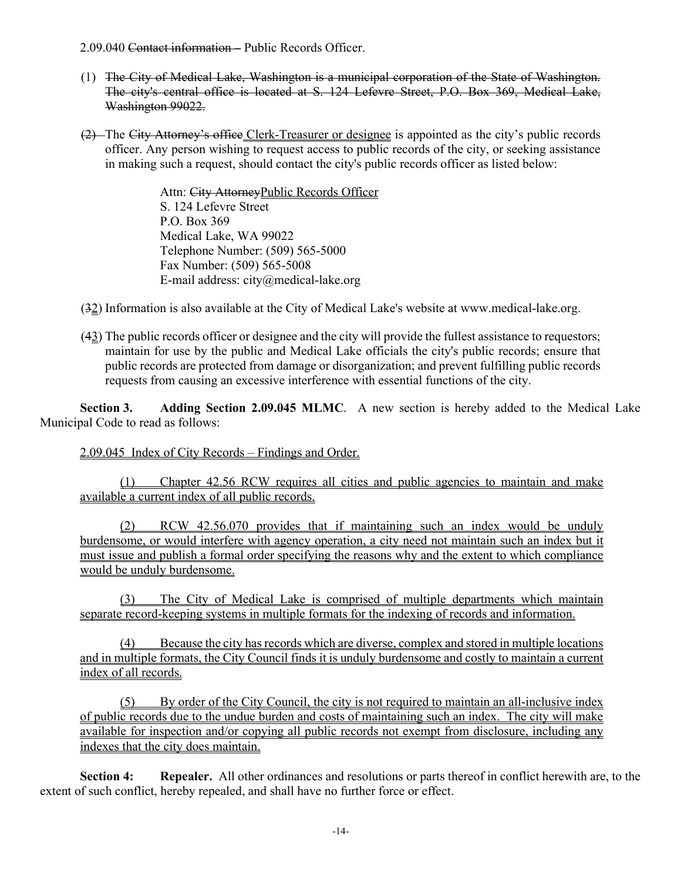2.09.040 ~~Contact information –~~ Public Records Officer.

(1) ~~The City of Medical Lake, Washington is a municipal corporation of the State of Washington. The city's central office is located at S. 124 Lefevre Street, P.O. Box 369, Medical Lake, Washington 99022.~~

~~(2)~~ The ~~City Attorney's office~~ Clerk-Treasurer or designee is appointed as the city's public records officer. Any person wishing to request access to public records of the city, or seeking assistance in making such a request, should contact the city's public records officer as listed below:

> Attn: ~~City Attorney~~Public Records Officer
> S. 124 Lefevre Street
> P.O. Box 369
> Medical Lake, WA 99022
> Telephone Number: (509) 565-5000
> Fax Number: (509) 565-5008
> E-mail address: city@medical-lake.org

(~~3~~2) Information is also available at the City of Medical Lake's website at www.medical-lake.org.

(~~4~~3) The public records officer or designee and the city will provide the fullest assistance to requestors; maintain for use by the public and Medical Lake officials the city's public records; ensure that public records are protected from damage or disorganization; and prevent fulfilling public records requests from causing an excessive interference with essential functions of the city.

**Section 3. Adding Section 2.09.045 MLMC**. A new section is hereby added to the Medical Lake Municipal Code to read as follows:

2.09.045 Index of City Records – Findings and Order.

(1) Chapter 42.56 RCW requires all cities and public agencies to maintain and make available a current index of all public records.

(2) RCW 42.56.070 provides that if maintaining such an index would be unduly burdensome, or would interfere with agency operation, a city need not maintain such an index but it must issue and publish a formal order specifying the reasons why and the extent to which compliance would be unduly burdensome.

(3) The City of Medical Lake is comprised of multiple departments which maintain separate record-keeping systems in multiple formats for the indexing of records and information.

(4) Because the city has records which are diverse, complex and stored in multiple locations and in multiple formats, the City Council finds it is unduly burdensome and costly to maintain a current index of all records.

(5) By order of the City Council, the city is not required to maintain an all-inclusive index of public records due to the undue burden and costs of maintaining such an index. The city will make available for inspection and/or copying all public records not exempt from disclosure, including any indexes that the city does maintain.

**Section 4: Repealer.** All other ordinances and resolutions or parts thereof in conflict herewith are, to the extent of such conflict, hereby repealed, and shall have no further force or effect.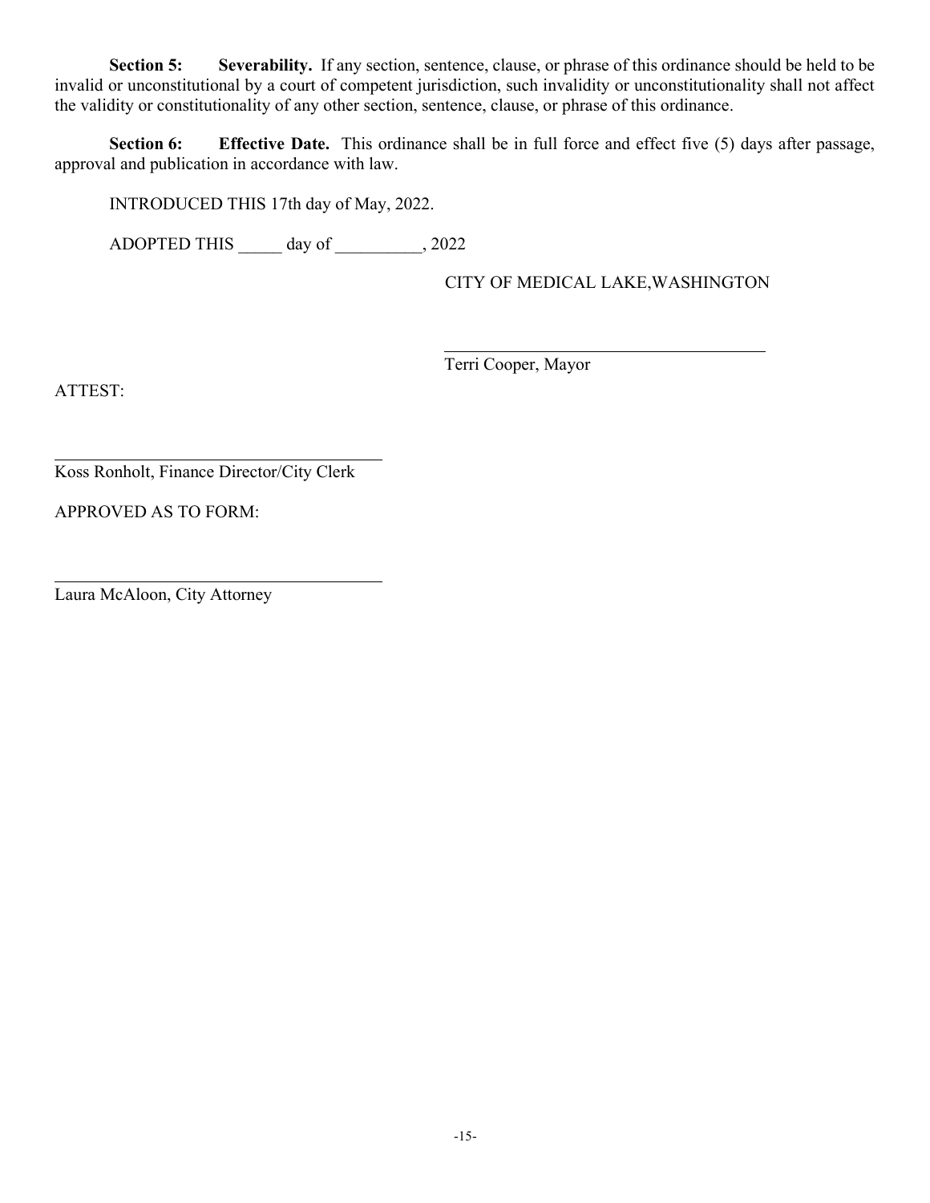**Section 5: Severability.** If any section, sentence, clause, or phrase of this ordinance should be held to be invalid or unconstitutional by a court of competent jurisdiction, such invalidity or unconstitutionality shall not affect the validity or constitutionality of any other section, sentence, clause, or phrase of this ordinance.

**Section 6: Effective Date.** This ordinance shall be in full force and effect five (5) days after passage, approval and publication in accordance with law.

INTRODUCED THIS 17th day of May, 2022.

ADOPTED THIS _____ day of __________, 2022

CITY OF MEDICAL LAKE,WASHINGTON

_______________________________________
Terri Cooper, Mayor

ATTEST:

_______________________________________
Koss Ronholt, Finance Director/City Clerk

APPROVED AS TO FORM:

_______________________________________
Laura McAloon, City Attorney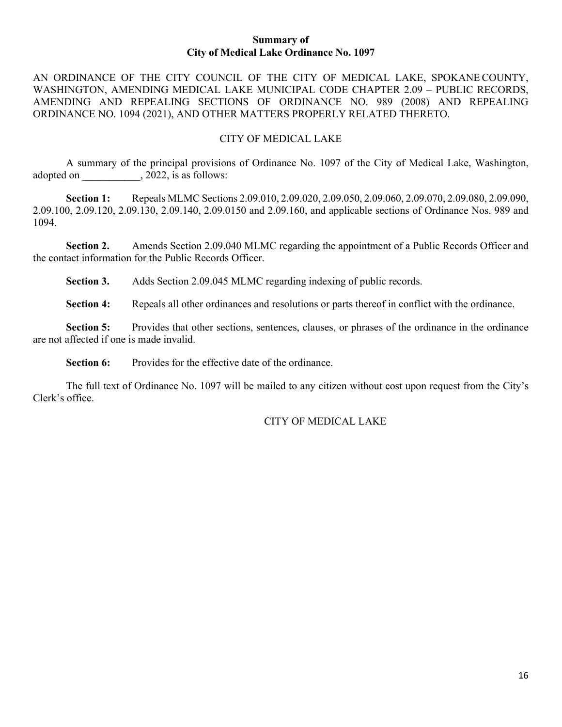**Summary of**
**City of Medical Lake Ordinance No. 1097**

AN ORDINANCE OF THE CITY COUNCIL OF THE CITY OF MEDICAL LAKE, SPOKANE COUNTY, WASHINGTON, AMENDING MEDICAL LAKE MUNICIPAL CODE CHAPTER 2.09 – PUBLIC RECORDS, AMENDING AND REPEALING SECTIONS OF ORDINANCE NO. 989 (2008) AND REPEALING ORDINANCE NO. 1094 (2021), AND OTHER MATTERS PROPERLY RELATED THERETO.

CITY OF MEDICAL LAKE

A summary of the principal provisions of Ordinance No. 1097 of the City of Medical Lake, Washington, adopted on ___________, 2022, is as follows:

**Section 1:** Repeals MLMC Sections 2.09.010, 2.09.020, 2.09.050, 2.09.060, 2.09.070, 2.09.080, 2.09.090, 2.09.100, 2.09.120, 2.09.130, 2.09.140, 2.09.0150 and 2.09.160, and applicable sections of Ordinance Nos. 989 and 1094.

**Section 2.** Amends Section 2.09.040 MLMC regarding the appointment of a Public Records Officer and the contact information for the Public Records Officer.

**Section 3.** Adds Section 2.09.045 MLMC regarding indexing of public records.

**Section 4:** Repeals all other ordinances and resolutions or parts thereof in conflict with the ordinance.

**Section 5:** Provides that other sections, sentences, clauses, or phrases of the ordinance in the ordinance are not affected if one is made invalid.

**Section 6:** Provides for the effective date of the ordinance.

The full text of Ordinance No. 1097 will be mailed to any citizen without cost upon request from the City's Clerk's office.

CITY OF MEDICAL LAKE